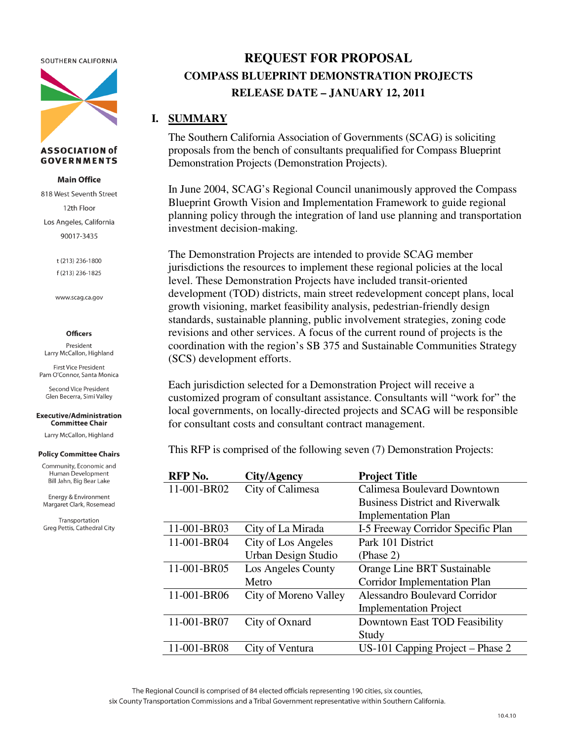SOUTHERN CALIFORNIA

**ASSOCIATION of GOVERNMENTS**

**Main Office**

818 West Seventh Street
12th Floor
Los Angeles, California
90017-3435

t (213) 236-1800
f (213) 236-1825

www.scag.ca.gov

**Officers**

President
Larry McCallon, Highland

First Vice President
Pam O'Connor, Santa Monica

Second Vice President
Glen Becerra, Simi Valley

**Executive/Administration Committee Chair**

Larry McCallon, Highland

**Policy Committee Chairs**

Community, Economic and Human Development
Bill Jahn, Big Bear Lake

Energy & Environment
Margaret Clark, Rosemead

Transportation
Greg Pettis, Cathedral City

# REQUEST FOR PROPOSAL

## COMPASS BLUEPRINT DEMONSTRATION PROJECTS

## RELEASE DATE – JANUARY 12, 2011

## I. SUMMARY

The Southern California Association of Governments (SCAG) is soliciting proposals from the bench of consultants prequalified for Compass Blueprint Demonstration Projects (Demonstration Projects).

In June 2004, SCAG's Regional Council unanimously approved the Compass Blueprint Growth Vision and Implementation Framework to guide regional planning policy through the integration of land use planning and transportation investment decision-making.

The Demonstration Projects are intended to provide SCAG member jurisdictions the resources to implement these regional policies at the local level. These Demonstration Projects have included transit-oriented development (TOD) districts, main street redevelopment concept plans, local growth visioning, market feasibility analysis, pedestrian-friendly design standards, sustainable planning, public involvement strategies, zoning code revisions and other services. A focus of the current round of projects is the coordination with the region's SB 375 and Sustainable Communities Strategy (SCS) development efforts.

Each jurisdiction selected for a Demonstration Project will receive a customized program of consultant assistance. Consultants will "work for" the local governments, on locally-directed projects and SCAG will be responsible for consultant costs and consultant contract management.

This RFP is comprised of the following seven (7) Demonstration Projects:

| RFP No. | City/Agency | Project Title |
|---|---|---|
| 11-001-BR02 | City of Calimesa | Calimesa Boulevard Downtown Business District and Riverwalk Implementation Plan |
| 11-001-BR03 | City of La Mirada | I-5 Freeway Corridor Specific Plan |
| 11-001-BR04 | City of Los Angeles Urban Design Studio | Park 101 District (Phase 2) |
| 11-001-BR05 | Los Angeles County Metro | Orange Line BRT Sustainable Corridor Implementation Plan |
| 11-001-BR06 | City of Moreno Valley | Alessandro Boulevard Corridor Implementation Project |
| 11-001-BR07 | City of Oxnard | Downtown East TOD Feasibility Study |
| 11-001-BR08 | City of Ventura | US-101 Capping Project – Phase 2 |

The Regional Council is comprised of 84 elected officials representing 190 cities, six counties, six County Transportation Commissions and a Tribal Government representative within Southern California.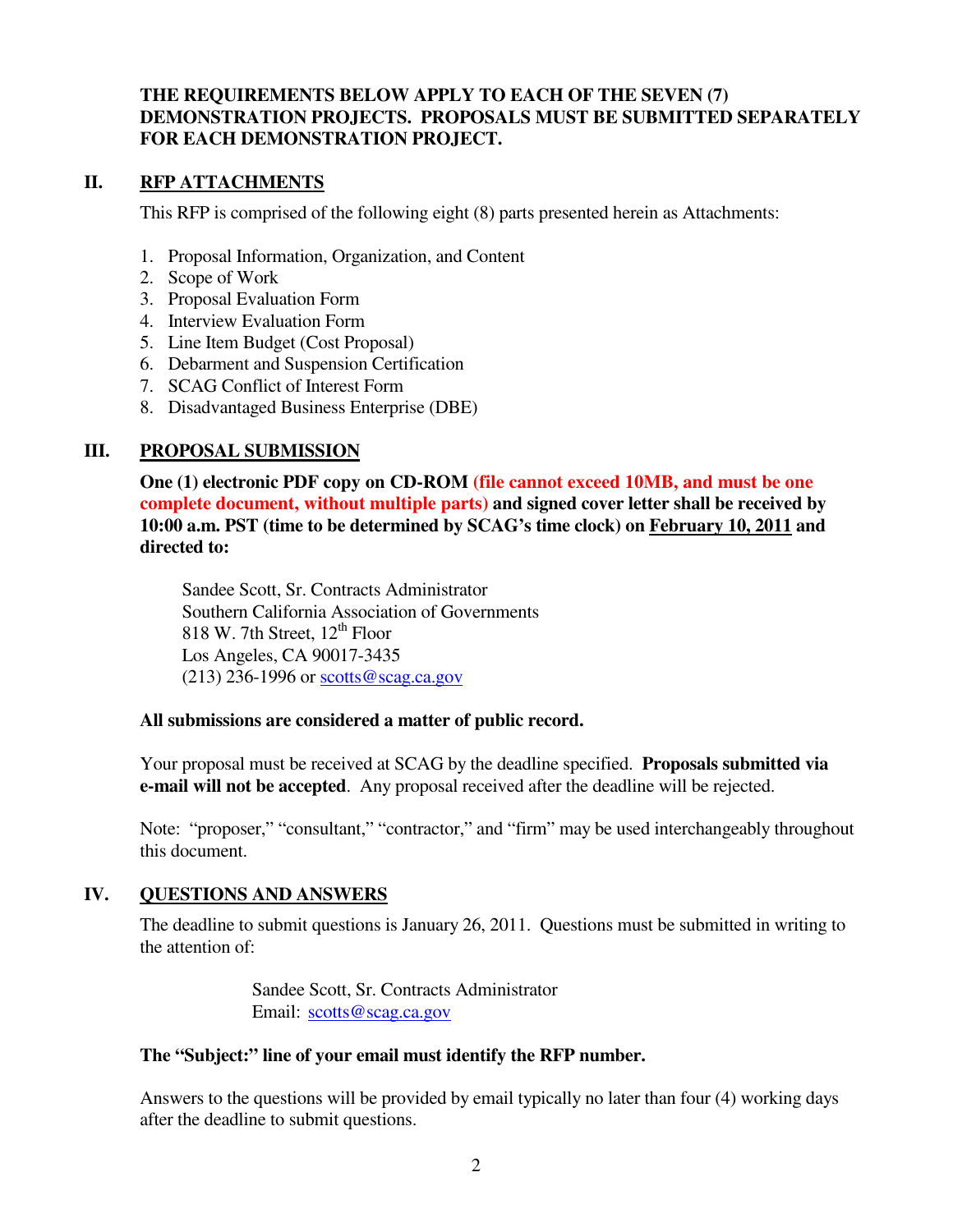**THE REQUIREMENTS BELOW APPLY TO EACH OF THE SEVEN (7) DEMONSTRATION PROJECTS. PROPOSALS MUST BE SUBMITTED SEPARATELY FOR EACH DEMONSTRATION PROJECT.**

## II. RFP ATTACHMENTS

This RFP is comprised of the following eight (8) parts presented herein as Attachments:

1. Proposal Information, Organization, and Content
2. Scope of Work
3. Proposal Evaluation Form
4. Interview Evaluation Form
5. Line Item Budget (Cost Proposal)
6. Debarment and Suspension Certification
7. SCAG Conflict of Interest Form
8. Disadvantaged Business Enterprise (DBE)

## III. PROPOSAL SUBMISSION

**One (1) electronic PDF copy on CD-ROM (file cannot exceed 10MB, and must be one complete document, without multiple parts) and signed cover letter shall be received by 10:00 a.m. PST (time to be determined by SCAG's time clock) on February 10, 2011 and directed to:**

Sandee Scott, Sr. Contracts Administrator
Southern California Association of Governments
818 W. 7th Street, 12th Floor
Los Angeles, CA 90017-3435
(213) 236-1996 or scotts@scag.ca.gov

**All submissions are considered a matter of public record.**

Your proposal must be received at SCAG by the deadline specified. **Proposals submitted via e-mail will not be accepted**. Any proposal received after the deadline will be rejected.

Note: "proposer," "consultant," "contractor," and "firm" may be used interchangeably throughout this document.

## IV. QUESTIONS AND ANSWERS

The deadline to submit questions is January 26, 2011. Questions must be submitted in writing to the attention of:

Sandee Scott, Sr. Contracts Administrator
Email: scotts@scag.ca.gov

**The "Subject:" line of your email must identify the RFP number.**

Answers to the questions will be provided by email typically no later than four (4) working days after the deadline to submit questions.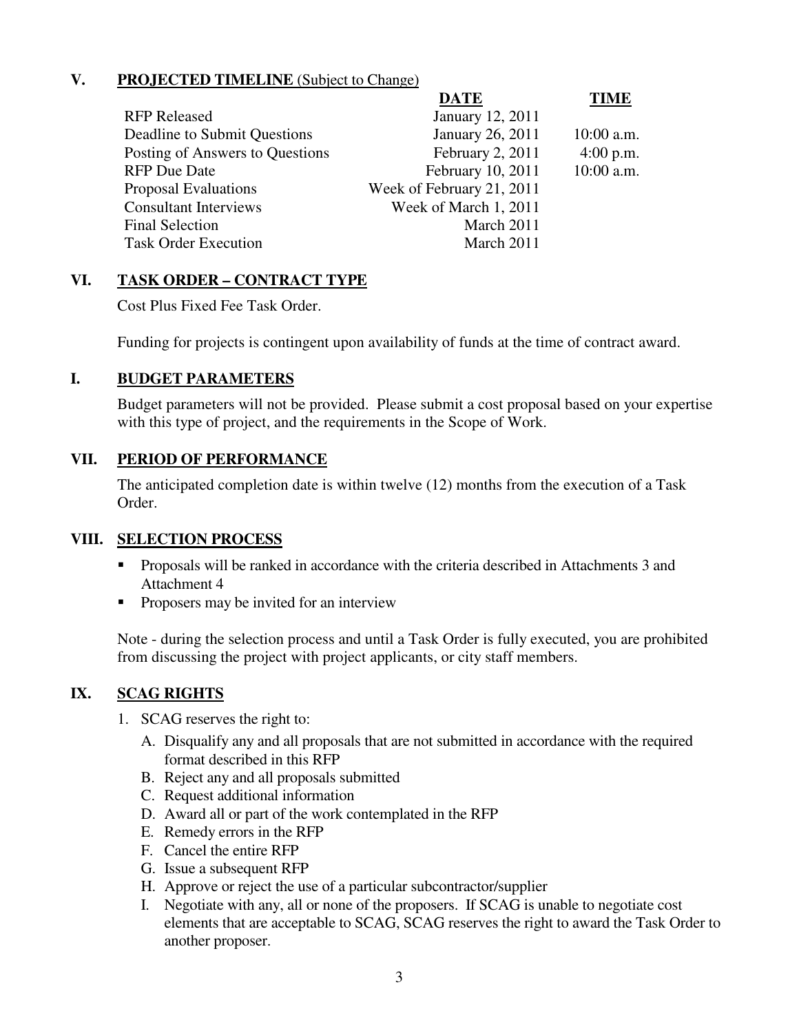## V. **PROJECTED TIMELINE** (Subject to Change)

| | **DATE** | **TIME** |
|---|---|---|
| RFP Released | January 12, 2011 | |
| Deadline to Submit Questions | January 26, 2011 | 10:00 a.m. |
| Posting of Answers to Questions | February 2, 2011 | 4:00 p.m. |
| RFP Due Date | February 10, 2011 | 10:00 a.m. |
| Proposal Evaluations | Week of February 21, 2011 | |
| Consultant Interviews | Week of March 1, 2011 | |
| Final Selection | March 2011 | |
| Task Order Execution | March 2011 | |

## VI. **TASK ORDER – CONTRACT TYPE**

Cost Plus Fixed Fee Task Order.

Funding for projects is contingent upon availability of funds at the time of contract award.

## I. **BUDGET PARAMETERS**

Budget parameters will not be provided. Please submit a cost proposal based on your expertise with this type of project, and the requirements in the Scope of Work.

## VII. **PERIOD OF PERFORMANCE**

The anticipated completion date is within twelve (12) months from the execution of a Task Order.

## VIII. **SELECTION PROCESS**

- Proposals will be ranked in accordance with the criteria described in Attachments 3 and Attachment 4
- Proposers may be invited for an interview

Note - during the selection process and until a Task Order is fully executed, you are prohibited from discussing the project with project applicants, or city staff members.

## IX. **SCAG RIGHTS**

1. SCAG reserves the right to:
   - A. Disqualify any and all proposals that are not submitted in accordance with the required format described in this RFP
   - B. Reject any and all proposals submitted
   - C. Request additional information
   - D. Award all or part of the work contemplated in the RFP
   - E. Remedy errors in the RFP
   - F. Cancel the entire RFP
   - G. Issue a subsequent RFP
   - H. Approve or reject the use of a particular subcontractor/supplier
   - I. Negotiate with any, all or none of the proposers. If SCAG is unable to negotiate cost elements that are acceptable to SCAG, SCAG reserves the right to award the Task Order to another proposer.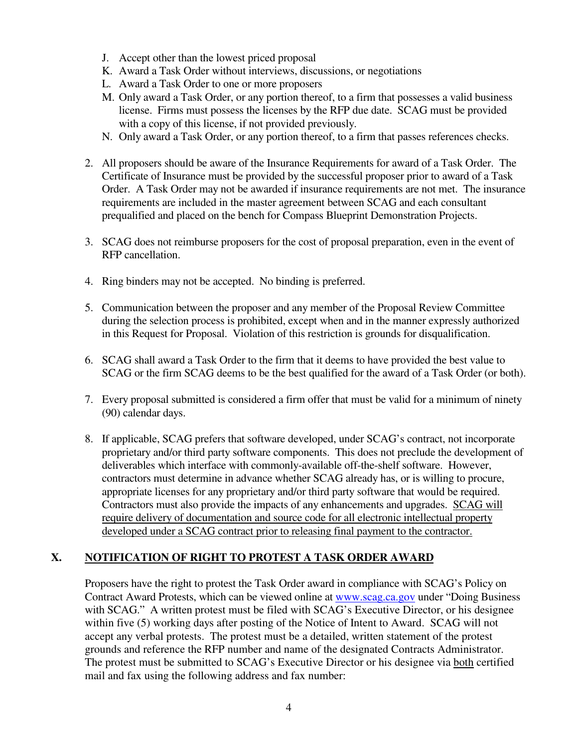J. Accept other than the lowest priced proposal
K. Award a Task Order without interviews, discussions, or negotiations
L. Award a Task Order to one or more proposers
M. Only award a Task Order, or any portion thereof, to a firm that possesses a valid business license. Firms must possess the licenses by the RFP due date. SCAG must be provided with a copy of this license, if not provided previously.
N. Only award a Task Order, or any portion thereof, to a firm that passes references checks.

2. All proposers should be aware of the Insurance Requirements for award of a Task Order. The Certificate of Insurance must be provided by the successful proposer prior to award of a Task Order. A Task Order may not be awarded if insurance requirements are not met. The insurance requirements are included in the master agreement between SCAG and each consultant prequalified and placed on the bench for Compass Blueprint Demonstration Projects.

3. SCAG does not reimburse proposers for the cost of proposal preparation, even in the event of RFP cancellation.

4. Ring binders may not be accepted. No binding is preferred.

5. Communication between the proposer and any member of the Proposal Review Committee during the selection process is prohibited, except when and in the manner expressly authorized in this Request for Proposal. Violation of this restriction is grounds for disqualification.

6. SCAG shall award a Task Order to the firm that it deems to have provided the best value to SCAG or the firm SCAG deems to be the best qualified for the award of a Task Order (or both).

7. Every proposal submitted is considered a firm offer that must be valid for a minimum of ninety (90) calendar days.

8. If applicable, SCAG prefers that software developed, under SCAG's contract, not incorporate proprietary and/or third party software components. This does not preclude the development of deliverables which interface with commonly-available off-the-shelf software. However, contractors must determine in advance whether SCAG already has, or is willing to procure, appropriate licenses for any proprietary and/or third party software that would be required. Contractors must also provide the impacts of any enhancements and upgrades. SCAG will require delivery of documentation and source code for all electronic intellectual property developed under a SCAG contract prior to releasing final payment to the contractor.

## X. NOTIFICATION OF RIGHT TO PROTEST A TASK ORDER AWARD

Proposers have the right to protest the Task Order award in compliance with SCAG's Policy on Contract Award Protests, which can be viewed online at www.scag.ca.gov under "Doing Business with SCAG." A written protest must be filed with SCAG's Executive Director, or his designee within five (5) working days after posting of the Notice of Intent to Award. SCAG will not accept any verbal protests. The protest must be a detailed, written statement of the protest grounds and reference the RFP number and name of the designated Contracts Administrator. The protest must be submitted to SCAG's Executive Director or his designee via both certified mail and fax using the following address and fax number: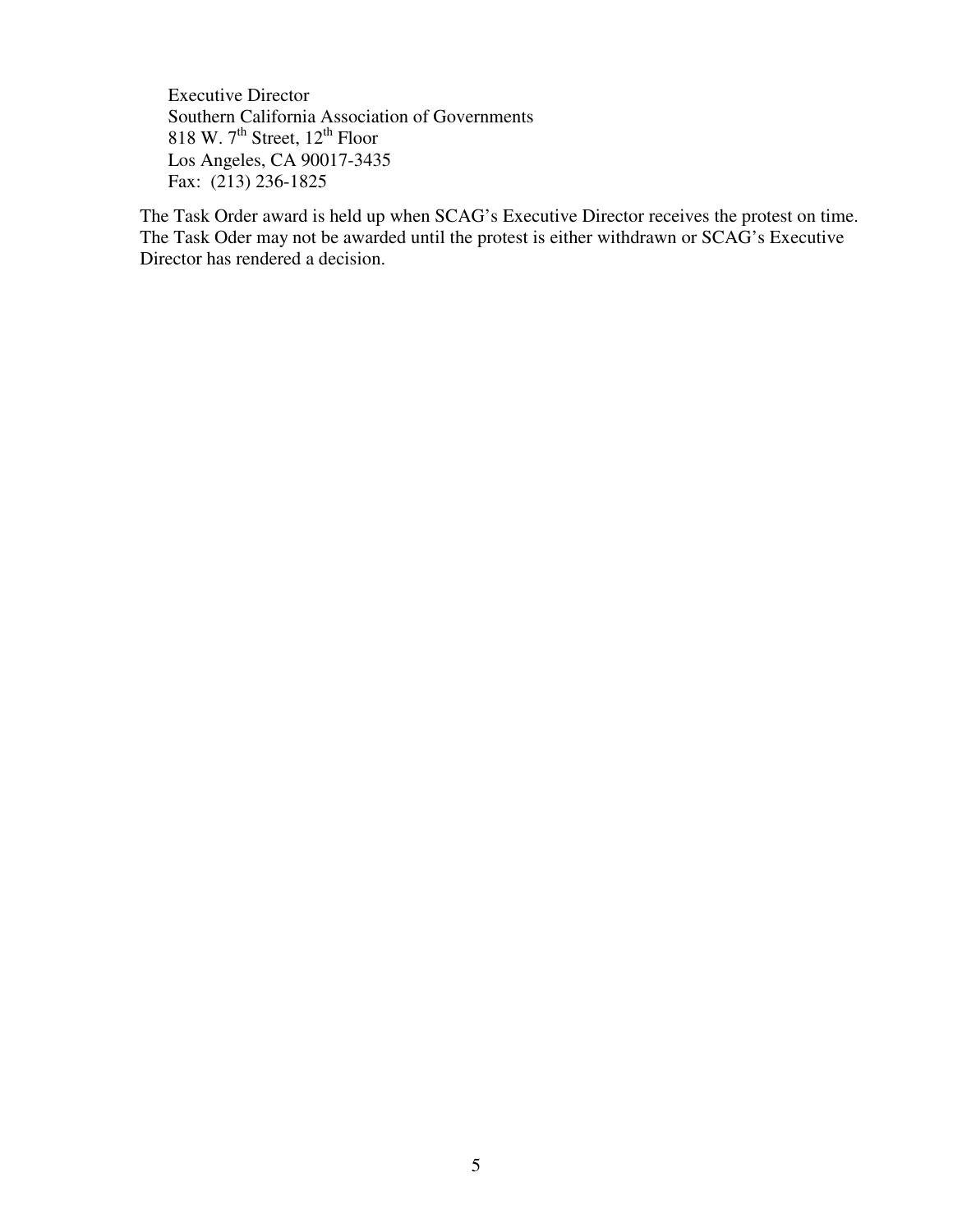Executive Director
Southern California Association of Governments
818 W. 7th Street, 12th Floor
Los Angeles, CA 90017-3435
Fax: (213) 236-1825

The Task Order award is held up when SCAG's Executive Director receives the protest on time. The Task Oder may not be awarded until the protest is either withdrawn or SCAG's Executive Director has rendered a decision.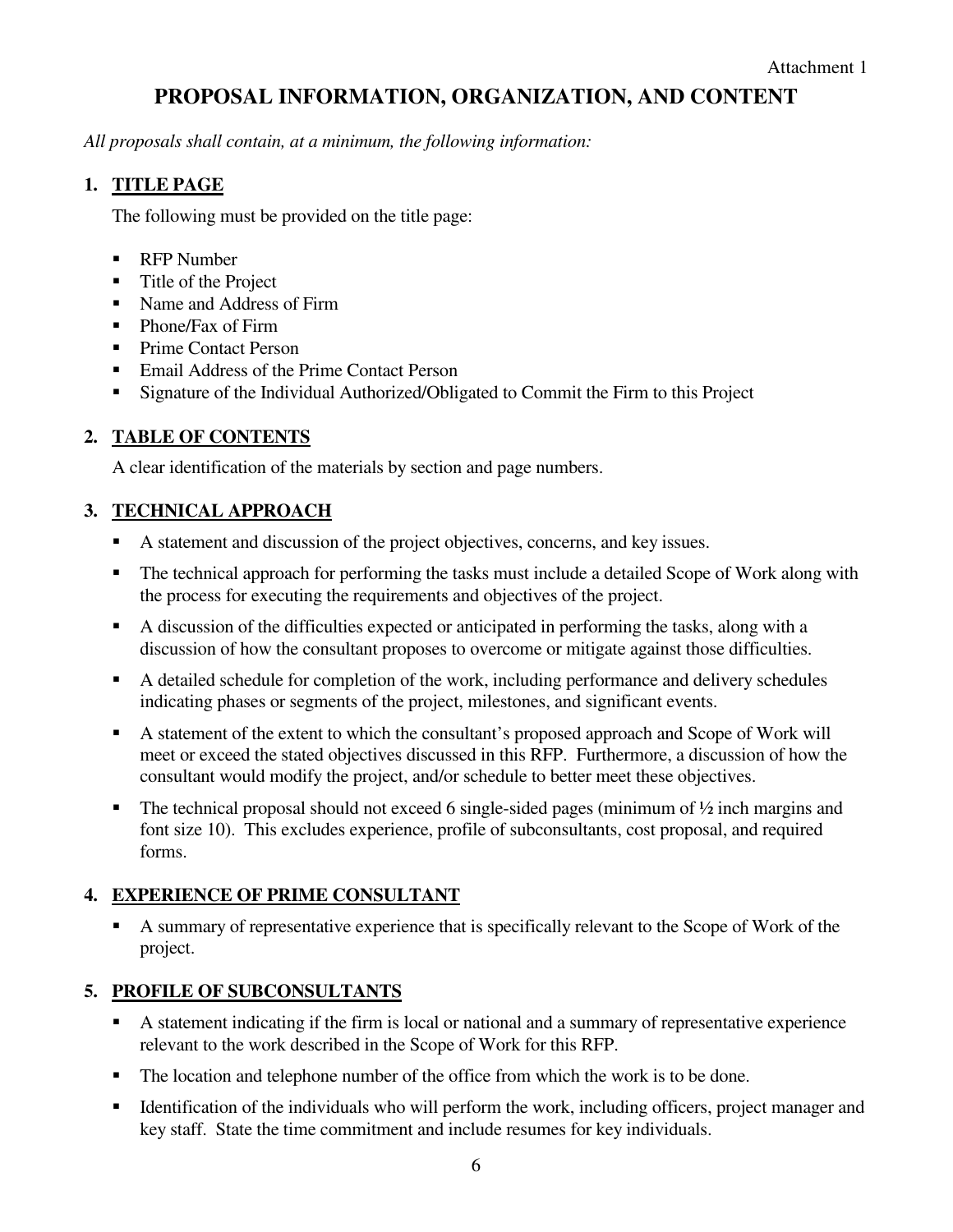Attachment 1

# PROPOSAL INFORMATION, ORGANIZATION, AND CONTENT

*All proposals shall contain, at a minimum, the following information:*

## 1. TITLE PAGE

The following must be provided on the title page:

- RFP Number
- Title of the Project
- Name and Address of Firm
- Phone/Fax of Firm
- Prime Contact Person
- Email Address of the Prime Contact Person
- Signature of the Individual Authorized/Obligated to Commit the Firm to this Project

## 2. TABLE OF CONTENTS

A clear identification of the materials by section and page numbers.

## 3. TECHNICAL APPROACH

- A statement and discussion of the project objectives, concerns, and key issues.
- The technical approach for performing the tasks must include a detailed Scope of Work along with the process for executing the requirements and objectives of the project.
- A discussion of the difficulties expected or anticipated in performing the tasks, along with a discussion of how the consultant proposes to overcome or mitigate against those difficulties.
- A detailed schedule for completion of the work, including performance and delivery schedules indicating phases or segments of the project, milestones, and significant events.
- A statement of the extent to which the consultant's proposed approach and Scope of Work will meet or exceed the stated objectives discussed in this RFP. Furthermore, a discussion of how the consultant would modify the project, and/or schedule to better meet these objectives.
- The technical proposal should not exceed 6 single-sided pages (minimum of ½ inch margins and font size 10). This excludes experience, profile of subconsultants, cost proposal, and required forms.

## 4. EXPERIENCE OF PRIME CONSULTANT

- A summary of representative experience that is specifically relevant to the Scope of Work of the project.

## 5. PROFILE OF SUBCONSULTANTS

- A statement indicating if the firm is local or national and a summary of representative experience relevant to the work described in the Scope of Work for this RFP.
- The location and telephone number of the office from which the work is to be done.
- Identification of the individuals who will perform the work, including officers, project manager and key staff. State the time commitment and include resumes for key individuals.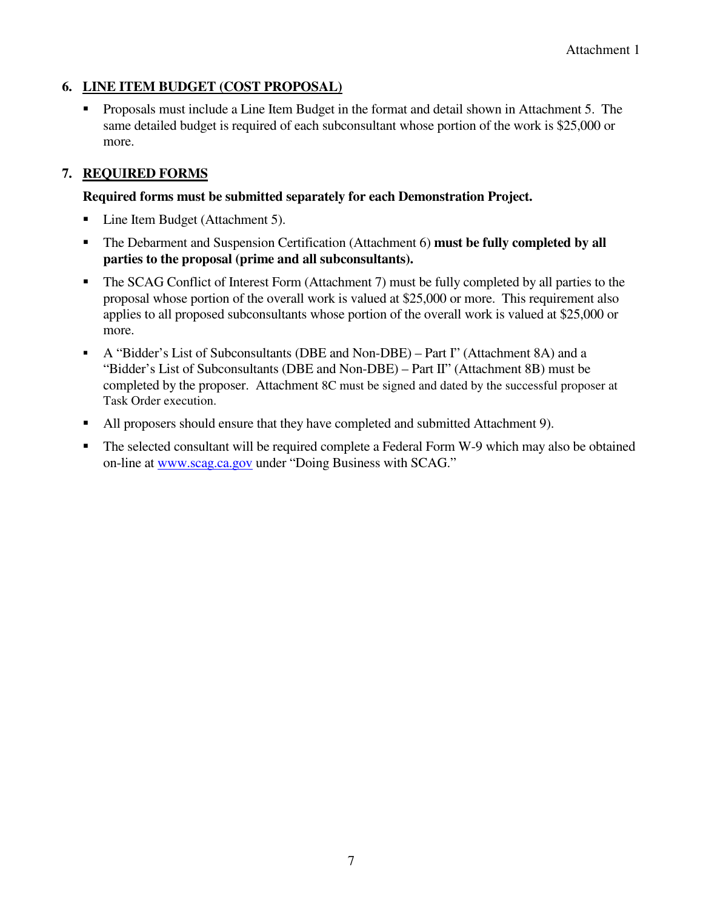## 6. LINE ITEM BUDGET (COST PROPOSAL)

- Proposals must include a Line Item Budget in the format and detail shown in Attachment 5. The same detailed budget is required of each subconsultant whose portion of the work is $25,000 or more.

## 7. REQUIRED FORMS

**Required forms must be submitted separately for each Demonstration Project.**

- Line Item Budget (Attachment 5).
- The Debarment and Suspension Certification (Attachment 6) **must be fully completed by all parties to the proposal (prime and all subconsultants).**
- The SCAG Conflict of Interest Form (Attachment 7) must be fully completed by all parties to the proposal whose portion of the overall work is valued at $25,000 or more. This requirement also applies to all proposed subconsultants whose portion of the overall work is valued at $25,000 or more.
- A "Bidder's List of Subconsultants (DBE and Non-DBE) – Part I" (Attachment 8A) and a "Bidder's List of Subconsultants (DBE and Non-DBE) – Part II" (Attachment 8B) must be completed by the proposer. Attachment 8C must be signed and dated by the successful proposer at Task Order execution.
- All proposers should ensure that they have completed and submitted Attachment 9).
- The selected consultant will be required complete a Federal Form W-9 which may also be obtained on-line at www.scag.ca.gov under "Doing Business with SCAG."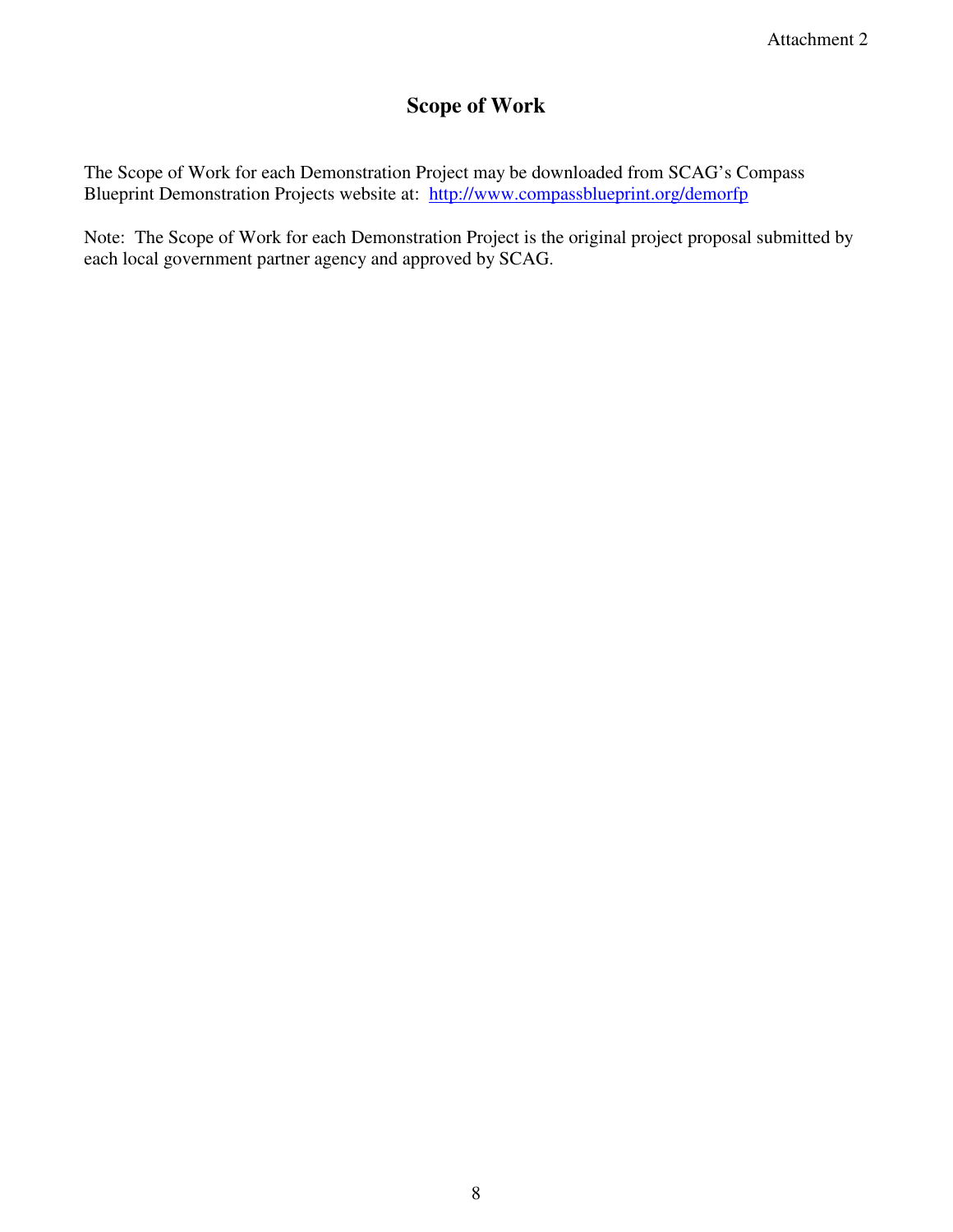Attachment 2

# Scope of Work

The Scope of Work for each Demonstration Project may be downloaded from SCAG's Compass Blueprint Demonstration Projects website at: http://www.compassblueprint.org/demorfp

Note: The Scope of Work for each Demonstration Project is the original project proposal submitted by each local government partner agency and approved by SCAG.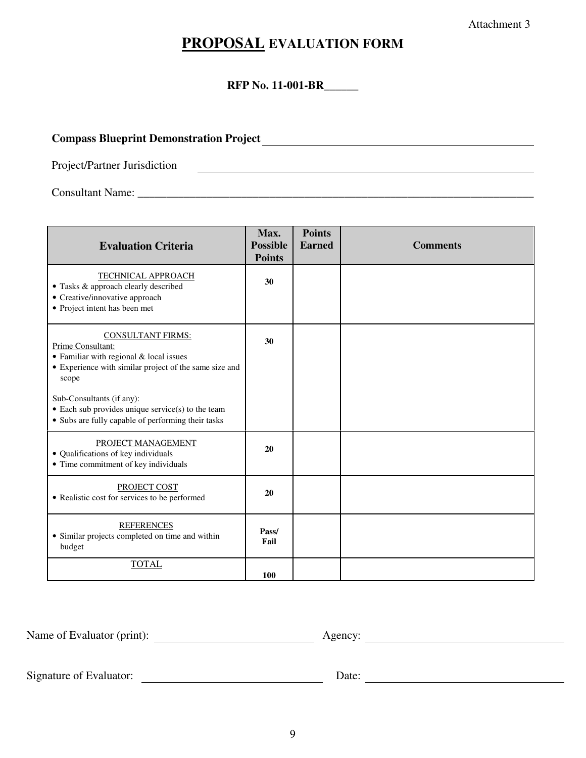Attachment 3

# PROPOSAL EVALUATION FORM

**RFP No. 11-001-BR______**

**Compass Blueprint Demonstration Project** ______________________________

Project/Partner Jurisdiction ______________________________

Consultant Name: ______________________________

| Evaluation Criteria | Max. Possible Points | Points Earned | Comments |
|---|---|---|---|
| TECHNICAL APPROACH<br>• Tasks & approach clearly described<br>• Creative/innovative approach<br>• Project intent has been met | 30 | | |
| CONSULTANT FIRMS:<br>Prime Consultant:<br>• Familiar with regional & local issues<br>• Experience with similar project of the same size and scope<br><br>Sub-Consultants (if any):<br>• Each sub provides unique service(s) to the team<br>• Subs are fully capable of performing their tasks | 30 | | |
| PROJECT MANAGEMENT<br>• Qualifications of key individuals<br>• Time commitment of key individuals | 20 | | |
| PROJECT COST<br>• Realistic cost for services to be performed | 20 | | |
| REFERENCES<br>• Similar projects completed on time and within budget | Pass/ Fail | | |
| TOTAL | 100 | | |

Name of Evaluator (print): ______________________________ Agency: ______________________________

Signature of Evaluator: ______________________________ Date: ______________________________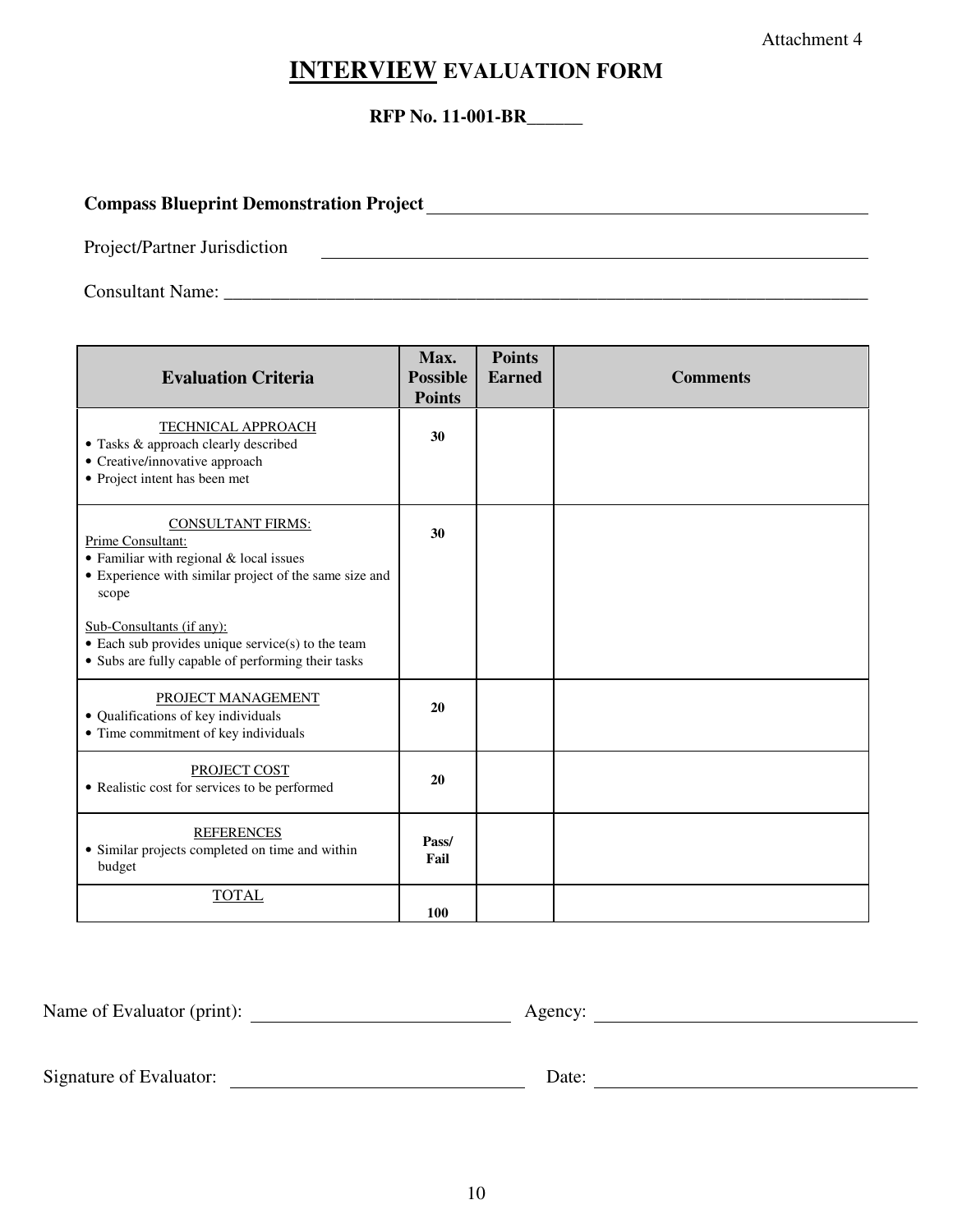Attachment 4

# INTERVIEW EVALUATION FORM

**RFP No. 11-001-BR______**

**Compass Blueprint Demonstration Project** ______________________________

Project/Partner Jurisdiction ______________________________

Consultant Name: ______________________________

| Evaluation Criteria | Max. Possible Points | Points Earned | Comments |
|---|---|---|---|
| TECHNICAL APPROACH<br>• Tasks & approach clearly described<br>• Creative/innovative approach<br>• Project intent has been met | 30 | | |
| CONSULTANT FIRMS:<br>Prime Consultant:<br>• Familiar with regional & local issues<br>• Experience with similar project of the same size and scope<br><br>Sub-Consultants (if any):<br>• Each sub provides unique service(s) to the team<br>• Subs are fully capable of performing their tasks | 30 | | |
| PROJECT MANAGEMENT<br>• Qualifications of key individuals<br>• Time commitment of key individuals | 20 | | |
| PROJECT COST<br>• Realistic cost for services to be performed | 20 | | |
| REFERENCES<br>• Similar projects completed on time and within budget | Pass/ Fail | | |
| TOTAL | 100 | | |

Name of Evaluator (print): ______________________ Agency: ______________________

Signature of Evaluator: ______________________ Date: ______________________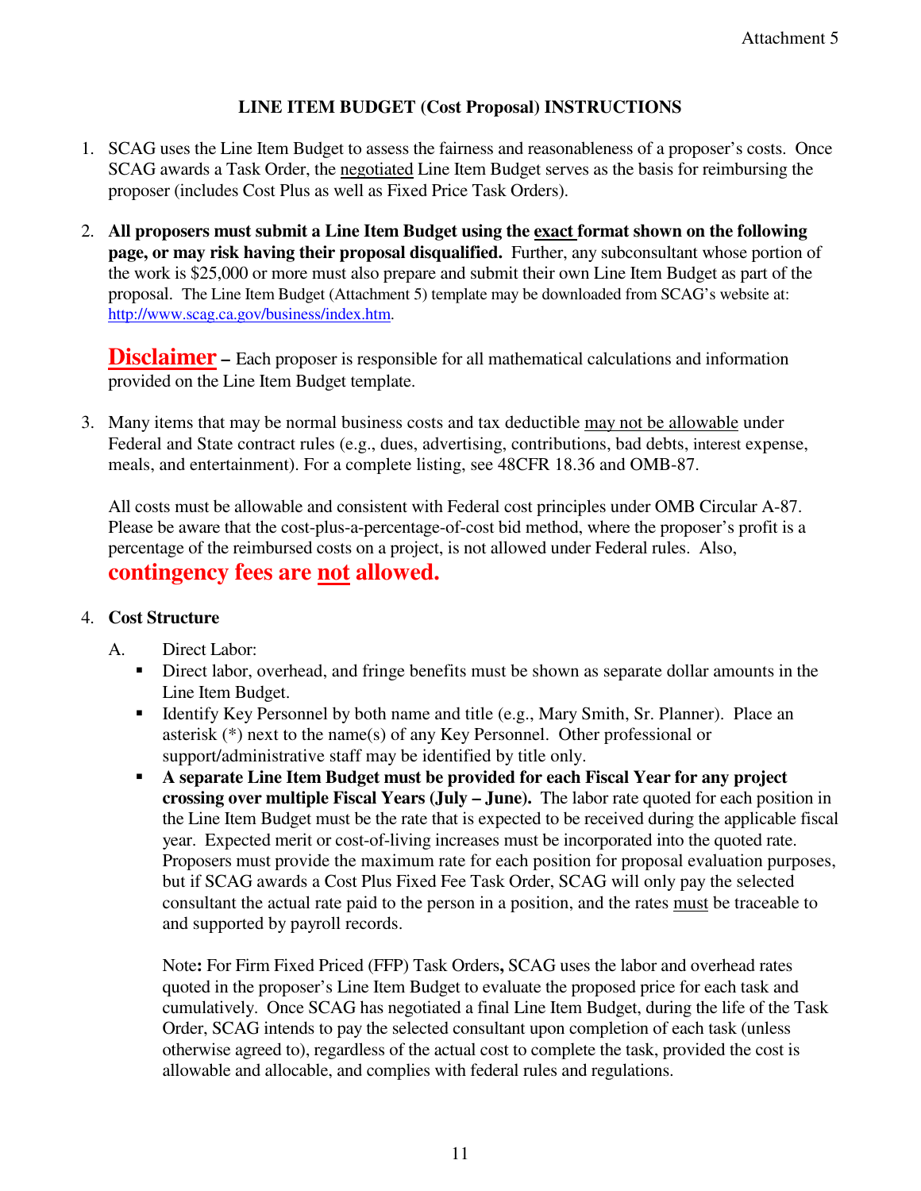Attachment 5

## LINE ITEM BUDGET (Cost Proposal) INSTRUCTIONS

1. SCAG uses the Line Item Budget to assess the fairness and reasonableness of a proposer's costs. Once SCAG awards a Task Order, the negotiated Line Item Budget serves as the basis for reimbursing the proposer (includes Cost Plus as well as Fixed Price Task Orders).

2. **All proposers must submit a Line Item Budget using the exact format shown on the following page, or may risk having their proposal disqualified.** Further, any subconsultant whose portion of the work is $25,000 or more must also prepare and submit their own Line Item Budget as part of the proposal. The Line Item Budget (Attachment 5) template may be downloaded from SCAG's website at: http://www.scag.ca.gov/business/index.htm.

   **Disclaimer** – Each proposer is responsible for all mathematical calculations and information provided on the Line Item Budget template.

3. Many items that may be normal business costs and tax deductible may not be allowable under Federal and State contract rules (e.g., dues, advertising, contributions, bad debts, interest expense, meals, and entertainment). For a complete listing, see 48CFR 18.36 and OMB-87.

   All costs must be allowable and consistent with Federal cost principles under OMB Circular A-87. Please be aware that the cost-plus-a-percentage-of-cost bid method, where the proposer's profit is a percentage of the reimbursed costs on a project, is not allowed under Federal rules. Also, **contingency fees are not allowed.**

4. **Cost Structure**

   A. Direct Labor:
   - Direct labor, overhead, and fringe benefits must be shown as separate dollar amounts in the Line Item Budget.
   - Identify Key Personnel by both name and title (e.g., Mary Smith, Sr. Planner). Place an asterisk (*) next to the name(s) of any Key Personnel. Other professional or support/administrative staff may be identified by title only.
   - **A separate Line Item Budget must be provided for each Fiscal Year for any project crossing over multiple Fiscal Years (July – June).** The labor rate quoted for each position in the Line Item Budget must be the rate that is expected to be received during the applicable fiscal year. Expected merit or cost-of-living increases must be incorporated into the quoted rate. Proposers must provide the maximum rate for each position for proposal evaluation purposes, but if SCAG awards a Cost Plus Fixed Fee Task Order, SCAG will only pay the selected consultant the actual rate paid to the person in a position, and the rates must be traceable to and supported by payroll records.

     Note**:** For Firm Fixed Priced (FFP) Task Orders**,** SCAG uses the labor and overhead rates quoted in the proposer's Line Item Budget to evaluate the proposed price for each task and cumulatively. Once SCAG has negotiated a final Line Item Budget, during the life of the Task Order, SCAG intends to pay the selected consultant upon completion of each task (unless otherwise agreed to), regardless of the actual cost to complete the task, provided the cost is allowable and allocable, and complies with federal rules and regulations.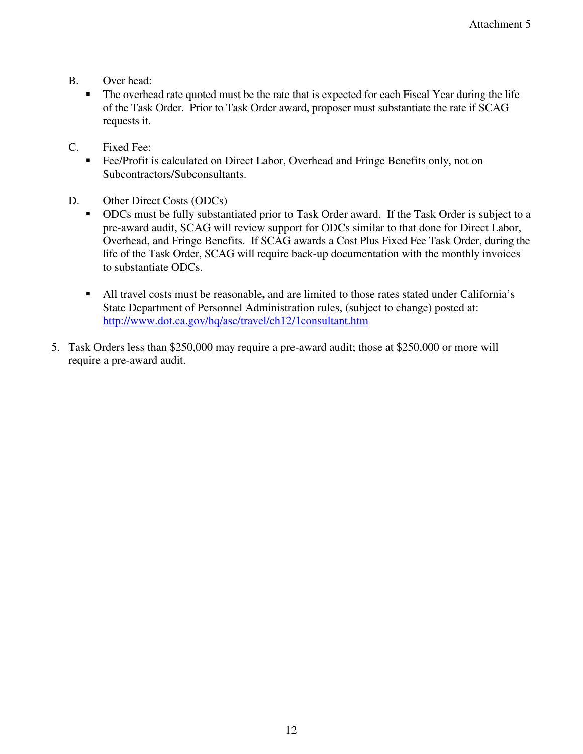B. Over head:

- The overhead rate quoted must be the rate that is expected for each Fiscal Year during the life of the Task Order. Prior to Task Order award, proposer must substantiate the rate if SCAG requests it.

C. Fixed Fee:

- Fee/Profit is calculated on Direct Labor, Overhead and Fringe Benefits <u>only</u>, not on Subcontractors/Subconsultants.

D. Other Direct Costs (ODCs)

- ODCs must be fully substantiated prior to Task Order award. If the Task Order is subject to a pre-award audit, SCAG will review support for ODCs similar to that done for Direct Labor, Overhead, and Fringe Benefits. If SCAG awards a Cost Plus Fixed Fee Task Order, during the life of the Task Order, SCAG will require back-up documentation with the monthly invoices to substantiate ODCs.

- All travel costs must be reasonable**,** and are limited to those rates stated under California's State Department of Personnel Administration rules, (subject to change) posted at: [http://www.dot.ca.gov/hq/asc/travel/ch12/1consultant.htm](http://www.dot.ca.gov/hq/asc/travel/ch12/1consultant.htm)

5. Task Orders less than $250,000 may require a pre-award audit; those at $250,000 or more will require a pre-award audit.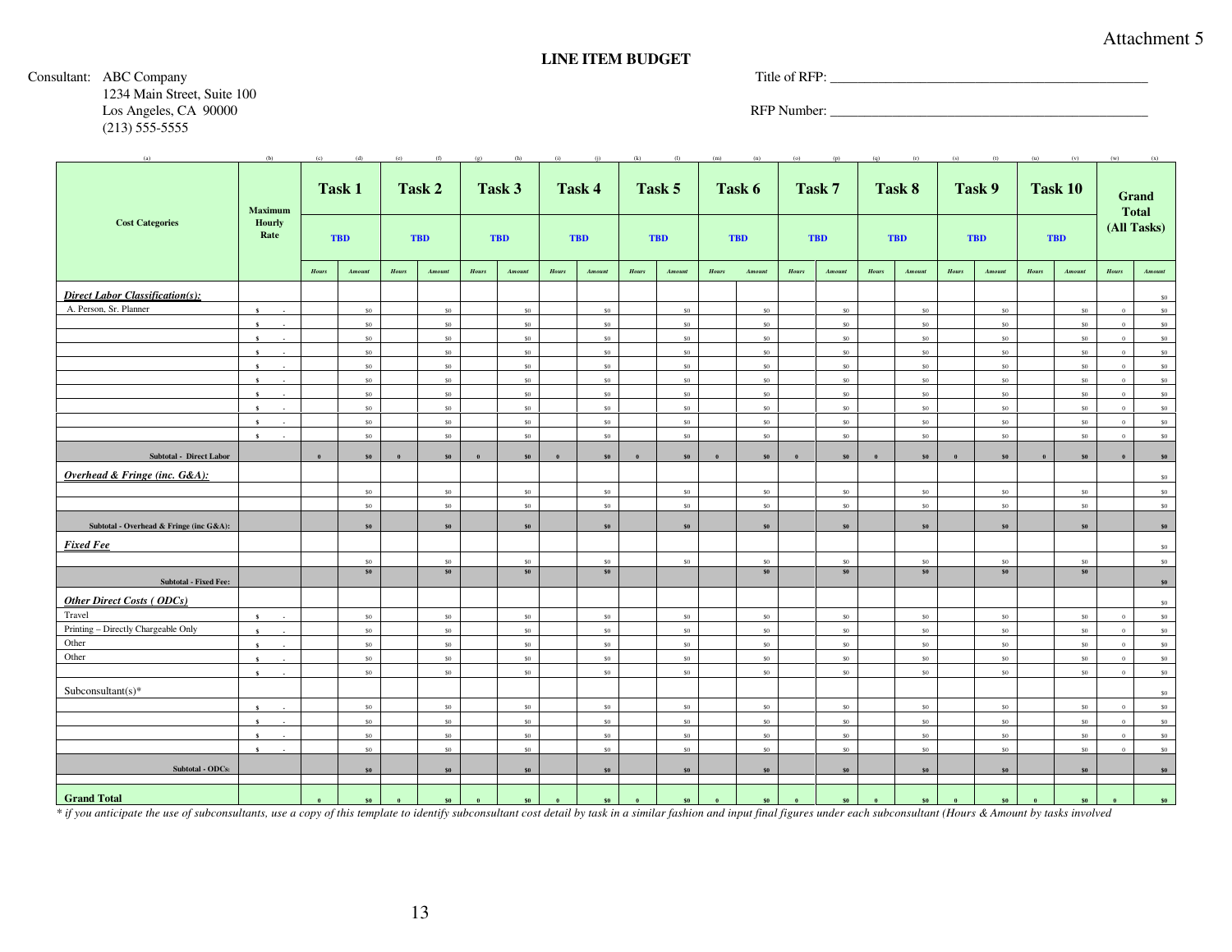Attachment 5

**LINE ITEM BUDGET**

Consultant: ABC Company
1234 Main Street, Suite 100
Los Angeles, CA 90000
(213) 555-5555

Title of RFP: ______________________________________________

RFP Number: ______________________________________________

| (a) | (b) | (c) | (d) | (e) | (f) | (g) | (h) | (i) | (j) | (k) | (l) | (m) | (n) | (o) | (p) | (q) | (r) | (s) | (t) | (u) | (v) | (w) | (x) |
|---|---|---|---|---|---|---|---|---|---|---|---|---|---|---|---|---|---|---|---|---|---|---|---|
| **Cost Categories** | **Maximum Hourly Rate** | **Task 1** | | **Task 2** | | **Task 3** | | **Task 4** | | **Task 5** | | **Task 6** | | **Task 7** | | **Task 8** | | **Task 9** | | **Task 10** | | **Grand Total (All Tasks)** | |
| | | **TBD** | | **TBD** | | **TBD** | | **TBD** | | **TBD** | | **TBD** | | **TBD** | | **TBD** | | **TBD** | | **TBD** | | | |
| | | *Hours* | *Amount* | *Hours* | *Amount* | *Hours* | *Amount* | *Hours* | *Amount* | *Hours* | *Amount* | *Hours* | *Amount* | *Hours* | *Amount* | *Hours* | *Amount* | *Hours* | *Amount* | *Hours* | *Amount* | *Hours* | *Amount* |
| ***Direct Labor Classification(s):*** | | | | | | | | | | | | | | | | | | | | | | | $0 |
| A. Person, Sr. Planner | $ - | | $0 | | $0 | | $0 | | $0 | | $0 | | $0 | | $0 | | $0 | | $0 | | $0 | 0 | $0 |
| | $ - | | $0 | | $0 | | $0 | | $0 | | $0 | | $0 | | $0 | | $0 | | $0 | | $0 | 0 | $0 |
| | $ - | | $0 | | $0 | | $0 | | $0 | | $0 | | $0 | | $0 | | $0 | | $0 | | $0 | 0 | $0 |
| | $ - | | $0 | | $0 | | $0 | | $0 | | $0 | | $0 | | $0 | | $0 | | $0 | | $0 | 0 | $0 |
| | $ - | | $0 | | $0 | | $0 | | $0 | | $0 | | $0 | | $0 | | $0 | | $0 | | $0 | 0 | $0 |
| | $ - | | $0 | | $0 | | $0 | | $0 | | $0 | | $0 | | $0 | | $0 | | $0 | | $0 | 0 | $0 |
| | $ - | | $0 | | $0 | | $0 | | $0 | | $0 | | $0 | | $0 | | $0 | | $0 | | $0 | 0 | $0 |
| | $ - | | $0 | | $0 | | $0 | | $0 | | $0 | | $0 | | $0 | | $0 | | $0 | | $0 | 0 | $0 |
| | $ - | | $0 | | $0 | | $0 | | $0 | | $0 | | $0 | | $0 | | $0 | | $0 | | $0 | 0 | $0 |
| | $ - | | $0 | | $0 | | $0 | | $0 | | $0 | | $0 | | $0 | | $0 | | $0 | | $0 | 0 | $0 |
| **Subtotal - Direct Labor** | | **0** | **$0** | **0** | **$0** | **0** | **$0** | **0** | **$0** | **0** | **$0** | **0** | **$0** | **0** | **$0** | **0** | **$0** | **0** | **$0** | **0** | **$0** | **0** | **$0** |
| ***Overhead & Fringe (inc. G&A):*** | | | | | | | | | | | | | | | | | | | | | | | $0 |
| | | | $0 | | $0 | | $0 | | $0 | | $0 | | $0 | | $0 | | $0 | | $0 | | $0 | | $0 |
| | | | $0 | | $0 | | $0 | | $0 | | $0 | | $0 | | $0 | | $0 | | $0 | | $0 | | $0 |
| **Subtotal - Overhead & Fringe (inc G&A):** | | | **$0** | | **$0** | | **$0** | | **$0** | | **$0** | | **$0** | | **$0** | | **$0** | | **$0** | | **$0** | | **$0** |
| ***Fixed Fee*** | | | | | | | | | | | | | | | | | | | | | | | $0 |
| | | | $0 | | $0 | | $0 | | $0 | | $0 | | $0 | | $0 | | $0 | | $0 | | $0 | | $0 |
| **Subtotal - Fixed Fee:** | | | **$0** | | **$0** | | **$0** | | **$0** | | | | **$0** | | **$0** | | **$0** | | **$0** | | **$0** | | **$0** |
| ***Other Direct Costs ( ODCs)*** | | | | | | | | | | | | | | | | | | | | | | | $0 |
| Travel | $ - | | $0 | | $0 | | $0 | | $0 | | $0 | | $0 | | $0 | | $0 | | $0 | | $0 | 0 | $0 |
| Printing – Directly Chargeable Only | $ - | | $0 | | $0 | | $0 | | $0 | | $0 | | $0 | | $0 | | $0 | | $0 | | $0 | 0 | $0 |
| Other | $ - | | $0 | | $0 | | $0 | | $0 | | $0 | | $0 | | $0 | | $0 | | $0 | | $0 | 0 | $0 |
| Other | $ - | | $0 | | $0 | | $0 | | $0 | | $0 | | $0 | | $0 | | $0 | | $0 | | $0 | 0 | $0 |
| | $ - | | $0 | | $0 | | $0 | | $0 | | $0 | | $0 | | $0 | | $0 | | $0 | | $0 | 0 | $0 |
| Subconsultant(s)* | | | | | | | | | | | | | | | | | | | | | | | $0 |
| | $ - | | $0 | | $0 | | $0 | | $0 | | $0 | | $0 | | $0 | | $0 | | $0 | | $0 | 0 | $0 |
| | $ - | | $0 | | $0 | | $0 | | $0 | | $0 | | $0 | | $0 | | $0 | | $0 | | $0 | 0 | $0 |
| | $ - | | $0 | | $0 | | $0 | | $0 | | $0 | | $0 | | $0 | | $0 | | $0 | | $0 | 0 | $0 |
| | $ - | | $0 | | $0 | | $0 | | $0 | | $0 | | $0 | | $0 | | $0 | | $0 | | $0 | 0 | $0 |
| **Subtotal - ODCs:** | | | **$0** | | **$0** | | **$0** | | **$0** | | **$0** | | **$0** | | **$0** | | **$0** | | **$0** | | **$0** | | **$0** |
| | | | | | | | | | | | | | | | | | | | | | | | |
| **Grand Total** | | **0** | **$0** | **0** | **$0** | **0** | **$0** | **0** | **$0** | **0** | **$0** | **0** | **$0** | **0** | **$0** | **0** | **$0** | **0** | **$0** | **0** | **$0** | **0** | **$0** |

*\* if you anticipate the use of subconsultants, use a copy of this template to identify subconsultant cost detail by task in a similar fashion and input final figures under each subconsultant (Hours & Amount by tasks involved*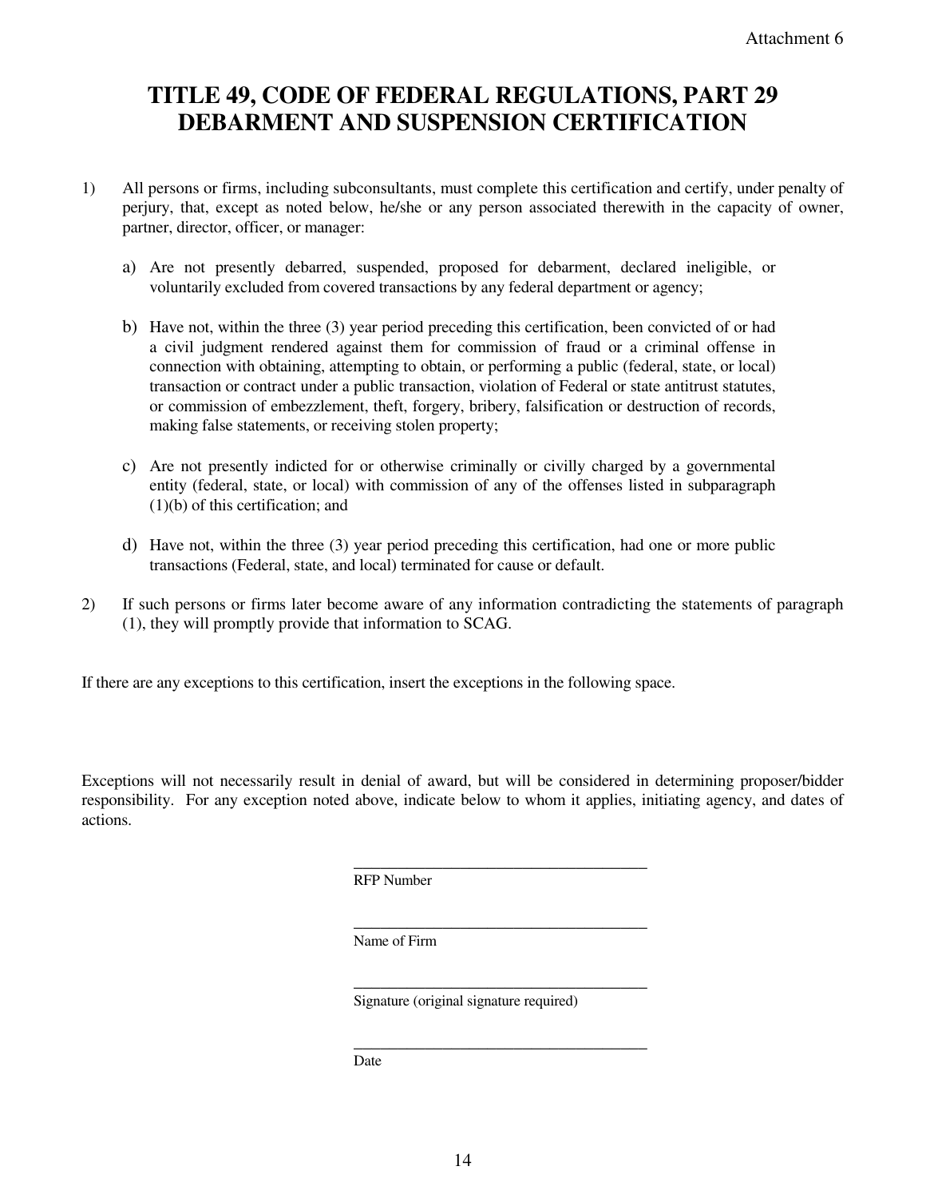Attachment 6

# TITLE 49, CODE OF FEDERAL REGULATIONS, PART 29 DEBARMENT AND SUSPENSION CERTIFICATION

1) All persons or firms, including subconsultants, must complete this certification and certify, under penalty of perjury, that, except as noted below, he/she or any person associated therewith in the capacity of owner, partner, director, officer, or manager:

   a) Are not presently debarred, suspended, proposed for debarment, declared ineligible, or voluntarily excluded from covered transactions by any federal department or agency;

   b) Have not, within the three (3) year period preceding this certification, been convicted of or had a civil judgment rendered against them for commission of fraud or a criminal offense in connection with obtaining, attempting to obtain, or performing a public (federal, state, or local) transaction or contract under a public transaction, violation of Federal or state antitrust statutes, or commission of embezzlement, theft, forgery, bribery, falsification or destruction of records, making false statements, or receiving stolen property;

   c) Are not presently indicted for or otherwise criminally or civilly charged by a governmental entity (federal, state, or local) with commission of any of the offenses listed in subparagraph (1)(b) of this certification; and

   d) Have not, within the three (3) year period preceding this certification, had one or more public transactions (Federal, state, and local) terminated for cause or default.

2) If such persons or firms later become aware of any information contradicting the statements of paragraph (1), they will promptly provide that information to SCAG.

If there are any exceptions to this certification, insert the exceptions in the following space.

Exceptions will not necessarily result in denial of award, but will be considered in determining proposer/bidder responsibility. For any exception noted above, indicate below to whom it applies, initiating agency, and dates of actions.

______________________________________
RFP Number

______________________________________
Name of Firm

______________________________________
Signature (original signature required)

______________________________________
Date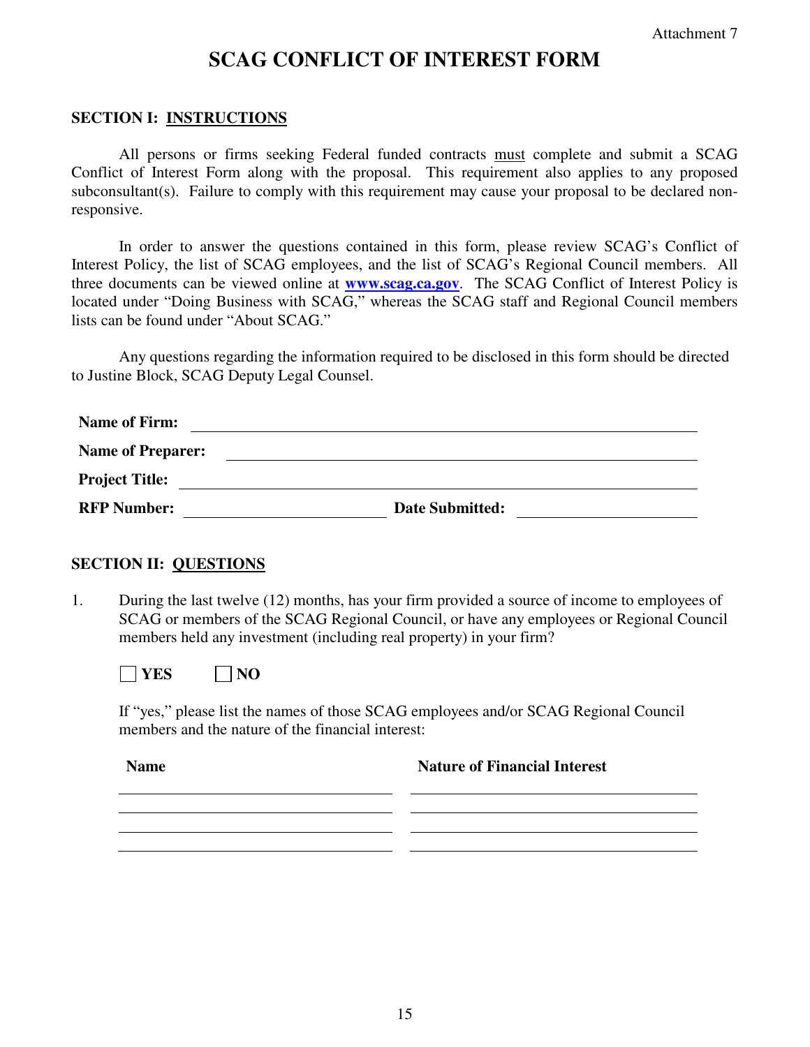Attachment 7

# SCAG CONFLICT OF INTEREST FORM

## SECTION I: INSTRUCTIONS

All persons or firms seeking Federal funded contracts must complete and submit a SCAG Conflict of Interest Form along with the proposal. This requirement also applies to any proposed subconsultant(s). Failure to comply with this requirement may cause your proposal to be declared non-responsive.

In order to answer the questions contained in this form, please review SCAG's Conflict of Interest Policy, the list of SCAG employees, and the list of SCAG's Regional Council members. All three documents can be viewed online at **www.scag.ca.gov**. The SCAG Conflict of Interest Policy is located under "Doing Business with SCAG," whereas the SCAG staff and Regional Council members lists can be found under "About SCAG."

Any questions regarding the information required to be disclosed in this form should be directed to Justine Block, SCAG Deputy Legal Counsel.

**Name of Firm:** ______________________________

**Name of Preparer:** ______________________________

**Project Title:** ______________________________

**RFP Number:** ______________ **Date Submitted:** ______________

## SECTION II: QUESTIONS

1. During the last twelve (12) months, has your firm provided a source of income to employees of SCAG or members of the SCAG Regional Council, or have any employees or Regional Council members held any investment (including real property) in your firm?

   ☐ **YES** ☐ **NO**

   If "yes," please list the names of those SCAG employees and/or SCAG Regional Council members and the nature of the financial interest:

| Name | Nature of Financial Interest |
|---|---|
| | |
| | |
| | |
| | |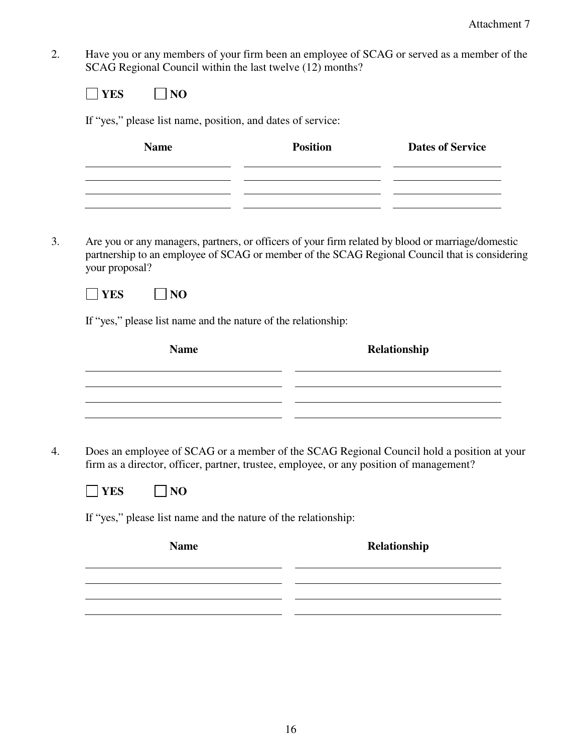2. Have you or any members of your firm been an employee of SCAG or served as a member of the SCAG Regional Council within the last twelve (12) months?

   ☐ **YES** ☐ **NO**

   If "yes," please list name, position, and dates of service:

| **Name** | **Position** | **Dates of Service** |
| --- | --- | --- |
| | | |
| | | |
| | | |
| | | |

3. Are you or any managers, partners, or officers of your firm related by blood or marriage/domestic partnership to an employee of SCAG or member of the SCAG Regional Council that is considering your proposal?

   ☐ **YES** ☐ **NO**

   If "yes," please list name and the nature of the relationship:

| **Name** | **Relationship** |
| --- | --- |
| | |
| | |
| | |
| | |

4. Does an employee of SCAG or a member of the SCAG Regional Council hold a position at your firm as a director, officer, partner, trustee, employee, or any position of management?

   ☐ **YES** ☐ **NO**

   If "yes," please list name and the nature of the relationship:

| **Name** | **Relationship** |
| --- | --- |
| | |
| | |
| | |
| | |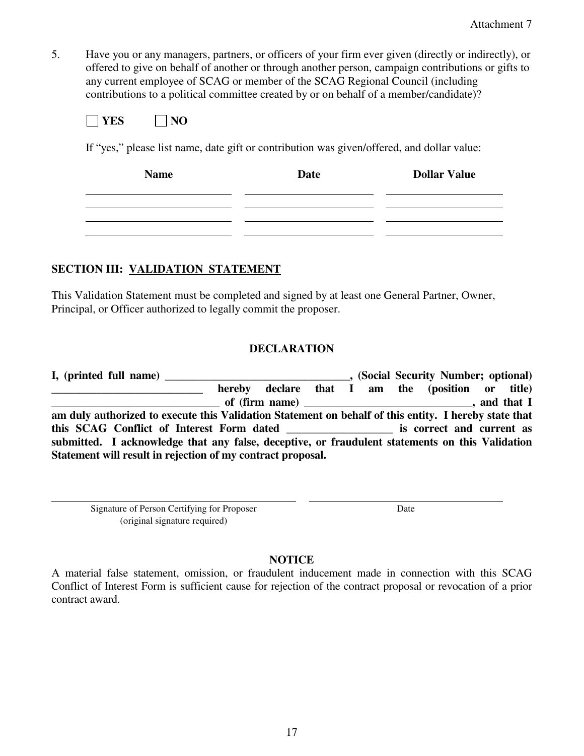5. Have you or any managers, partners, or officers of your firm ever given (directly or indirectly), or offered to give on behalf of another or through another person, campaign contributions or gifts to any current employee of SCAG or member of the SCAG Regional Council (including contributions to a political committee created by or on behalf of a member/candidate)?

   ☐ **YES** ☐ **NO**

   If "yes," please list name, date gift or contribution was given/offered, and dollar value:

   | Name | Date | Dollar Value |
   |---|---|---|
   | | | |
   | | | |
   | | | |
   | | | |

## SECTION III: VALIDATION STATEMENT

This Validation Statement must be completed and signed by at least one General Partner, Owner, Principal, or Officer authorized to legally commit the proposer.

### DECLARATION

**I, (printed full name) _________________________________, (Social Security Number; optional) ___________________________ hereby declare that I am the (position or title) ______________________________ of (firm name) ______________________________, and that I am duly authorized to execute this Validation Statement on behalf of this entity. I hereby state that this SCAG Conflict of Interest Form dated ___________________ is correct and current as submitted. I acknowledge that any false, deceptive, or fraudulent statements on this Validation Statement will result in rejection of my contract proposal.**

_____________________________________________ _____________________________________

Signature of Person Certifying for Proposer (original signature required) Date

### NOTICE

A material false statement, omission, or fraudulent inducement made in connection with this SCAG Conflict of Interest Form is sufficient cause for rejection of the contract proposal or revocation of a prior contract award.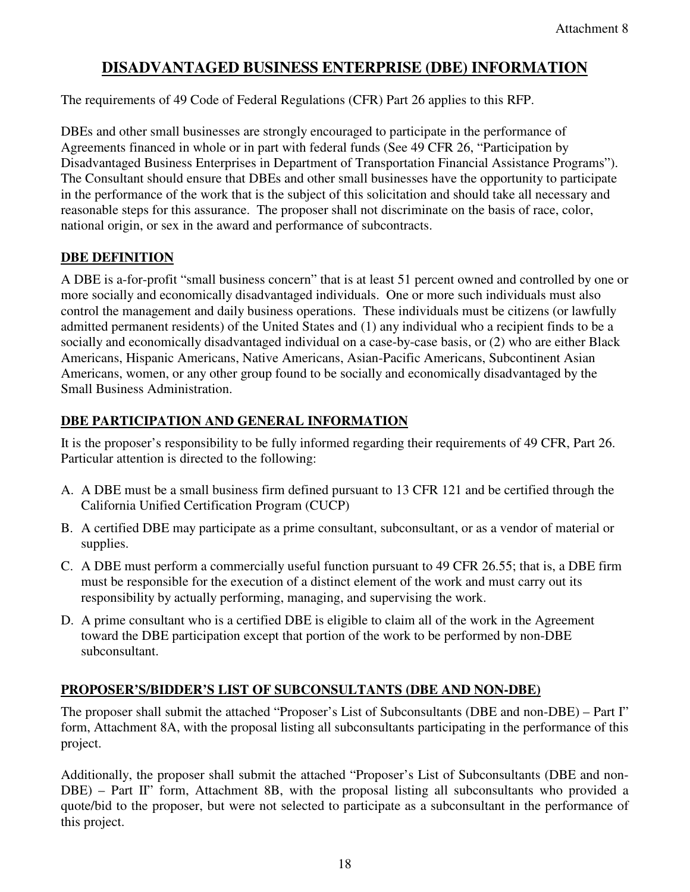Attachment 8

# DISADVANTAGED BUSINESS ENTERPRISE (DBE) INFORMATION

The requirements of 49 Code of Federal Regulations (CFR) Part 26 applies to this RFP.

DBEs and other small businesses are strongly encouraged to participate in the performance of Agreements financed in whole or in part with federal funds (See 49 CFR 26, "Participation by Disadvantaged Business Enterprises in Department of Transportation Financial Assistance Programs"). The Consultant should ensure that DBEs and other small businesses have the opportunity to participate in the performance of the work that is the subject of this solicitation and should take all necessary and reasonable steps for this assurance. The proposer shall not discriminate on the basis of race, color, national origin, or sex in the award and performance of subcontracts.

## DBE DEFINITION

A DBE is a-for-profit "small business concern" that is at least 51 percent owned and controlled by one or more socially and economically disadvantaged individuals. One or more such individuals must also control the management and daily business operations. These individuals must be citizens (or lawfully admitted permanent residents) of the United States and (1) any individual who a recipient finds to be a socially and economically disadvantaged individual on a case-by-case basis, or (2) who are either Black Americans, Hispanic Americans, Native Americans, Asian-Pacific Americans, Subcontinent Asian Americans, women, or any other group found to be socially and economically disadvantaged by the Small Business Administration.

## DBE PARTICIPATION AND GENERAL INFORMATION

It is the proposer's responsibility to be fully informed regarding their requirements of 49 CFR, Part 26. Particular attention is directed to the following:

A. A DBE must be a small business firm defined pursuant to 13 CFR 121 and be certified through the California Unified Certification Program (CUCP)

B. A certified DBE may participate as a prime consultant, subconsultant, or as a vendor of material or supplies.

C. A DBE must perform a commercially useful function pursuant to 49 CFR 26.55; that is, a DBE firm must be responsible for the execution of a distinct element of the work and must carry out its responsibility by actually performing, managing, and supervising the work.

D. A prime consultant who is a certified DBE is eligible to claim all of the work in the Agreement toward the DBE participation except that portion of the work to be performed by non-DBE subconsultant.

## PROPOSER'S/BIDDER'S LIST OF SUBCONSULTANTS (DBE AND NON-DBE)

The proposer shall submit the attached "Proposer's List of Subconsultants (DBE and non-DBE) – Part I" form, Attachment 8A, with the proposal listing all subconsultants participating in the performance of this project.

Additionally, the proposer shall submit the attached "Proposer's List of Subconsultants (DBE and non-DBE) – Part II" form, Attachment 8B, with the proposal listing all subconsultants who provided a quote/bid to the proposer, but were not selected to participate as a subconsultant in the performance of this project.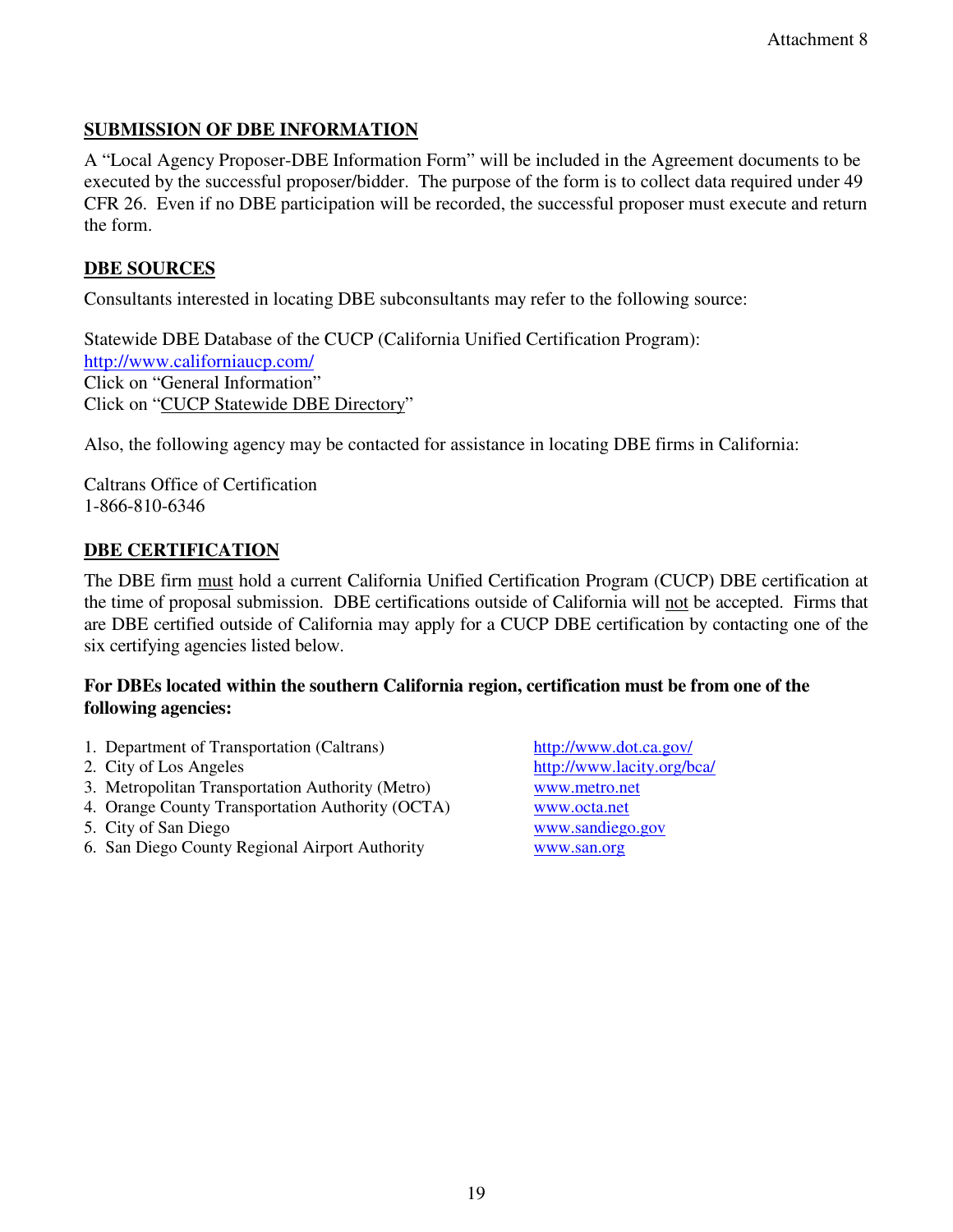Attachment 8

## SUBMISSION OF DBE INFORMATION

A "Local Agency Proposer-DBE Information Form" will be included in the Agreement documents to be executed by the successful proposer/bidder. The purpose of the form is to collect data required under 49 CFR 26. Even if no DBE participation will be recorded, the successful proposer must execute and return the form.

## DBE SOURCES

Consultants interested in locating DBE subconsultants may refer to the following source:

Statewide DBE Database of the CUCP (California Unified Certification Program):
http://www.californiaucp.com/
Click on "General Information"
Click on "CUCP Statewide DBE Directory"

Also, the following agency may be contacted for assistance in locating DBE firms in California:

Caltrans Office of Certification
1-866-810-6346

## DBE CERTIFICATION

The DBE firm must hold a current California Unified Certification Program (CUCP) DBE certification at the time of proposal submission. DBE certifications outside of California will not be accepted. Firms that are DBE certified outside of California may apply for a CUCP DBE certification by contacting one of the six certifying agencies listed below.

**For DBEs located within the southern California region, certification must be from one of the following agencies:**

1. Department of Transportation (Caltrans) — http://www.dot.ca.gov/
2. City of Los Angeles — http://www.lacity.org/bca/
3. Metropolitan Transportation Authority (Metro) — www.metro.net
4. Orange County Transportation Authority (OCTA) — www.octa.net
5. City of San Diego — www.sandiego.gov
6. San Diego County Regional Airport Authority — www.san.org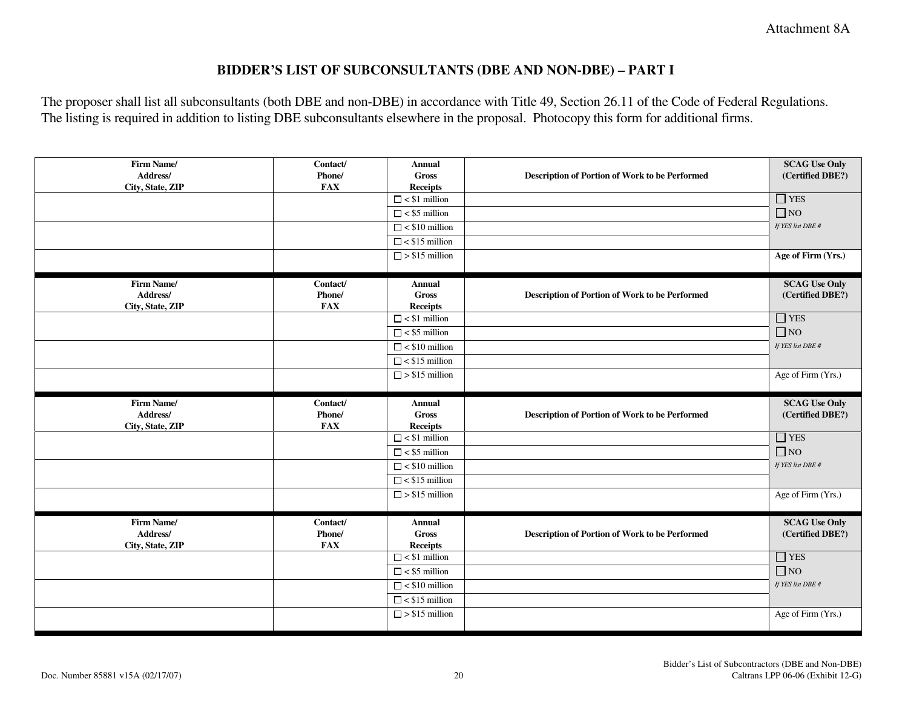Attachment 8A

# BIDDER'S LIST OF SUBCONSULTANTS (DBE AND NON-DBE) – PART I

The proposer shall list all subconsultants (both DBE and non-DBE) in accordance with Title 49, Section 26.11 of the Code of Federal Regulations. The listing is required in addition to listing DBE subconsultants elsewhere in the proposal. Photocopy this form for additional firms.

| Firm Name/ Address/ City, State, ZIP | Contact/ Phone/ FAX | Annual Gross Receipts | Description of Portion of Work to be Performed | SCAG Use Only (Certified DBE?) |
|---|---|---|---|---|
| | | ☐ < $1 million | | ☐ YES |
| | | ☐ < $5 million | | ☐ NO |
| | | ☐ < $10 million | | *If YES list DBE #* |
| | | ☐ < $15 million | | |
| | | ☐ > $15 million | | **Age of Firm (Yrs.)** |

| Firm Name/ Address/ City, State, ZIP | Contact/ Phone/ FAX | Annual Gross Receipts | Description of Portion of Work to be Performed | SCAG Use Only (Certified DBE?) |
|---|---|---|---|---|
| | | ☐ < $1 million | | ☐ YES |
| | | ☐ < $5 million | | ☐ NO |
| | | ☐ < $10 million | | *If YES list DBE #* |
| | | ☐ < $15 million | | |
| | | ☐ > $15 million | | Age of Firm (Yrs.) |

| Firm Name/ Address/ City, State, ZIP | Contact/ Phone/ FAX | Annual Gross Receipts | Description of Portion of Work to be Performed | SCAG Use Only (Certified DBE?) |
|---|---|---|---|---|
| | | ☐ < $1 million | | ☐ YES |
| | | ☐ < $5 million | | ☐ NO |
| | | ☐ < $10 million | | *If YES list DBE #* |
| | | ☐ < $15 million | | |
| | | ☐ > $15 million | | Age of Firm (Yrs.) |

| Firm Name/ Address/ City, State, ZIP | Contact/ Phone/ FAX | Annual Gross Receipts | Description of Portion of Work to be Performed | SCAG Use Only (Certified DBE?) |
|---|---|---|---|---|
| | | ☐ < $1 million | | ☐ YES |
| | | ☐ < $5 million | | ☐ NO |
| | | ☐ < $10 million | | *If YES list DBE #* |
| | | ☐ < $15 million | | |
| | | ☐ > $15 million | | Age of Firm (Yrs.) |

Bidder's List of Subcontractors (DBE and Non-DBE)
Caltrans LPP 06-06 (Exhibit 12-G)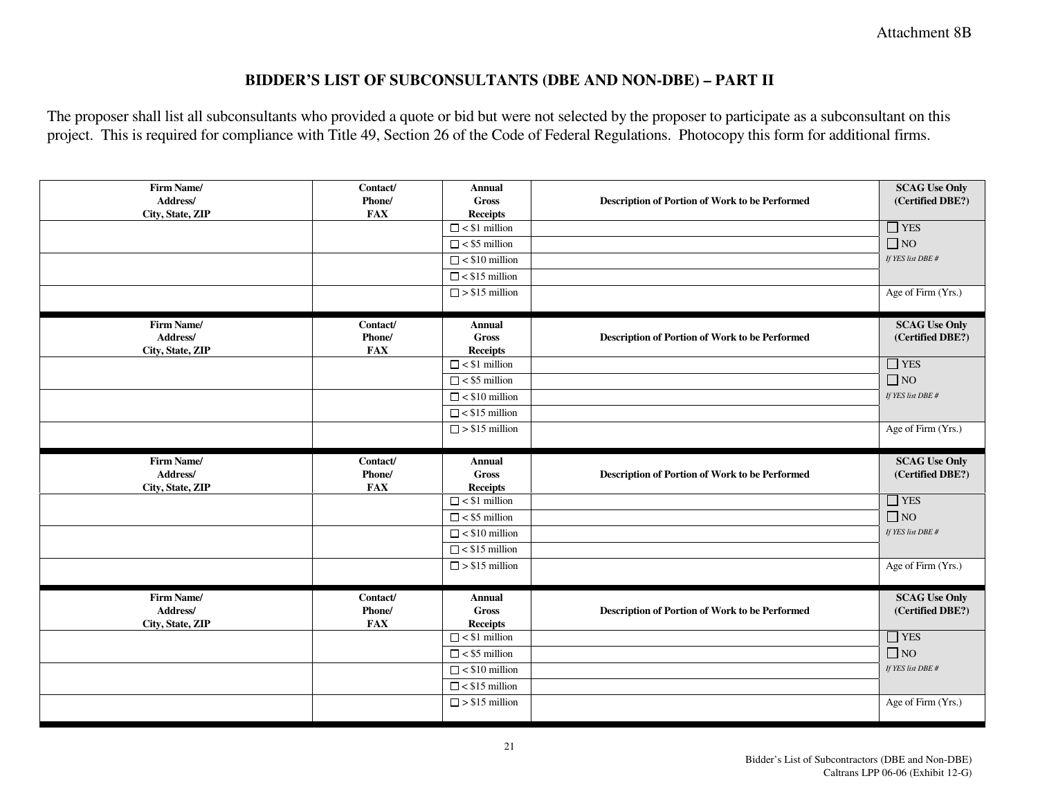Attachment 8B

## BIDDER'S LIST OF SUBCONSULTANTS (DBE AND NON-DBE) – PART II

The proposer shall list all subconsultants who provided a quote or bid but were not selected by the proposer to participate as a subconsultant on this project. This is required for compliance with Title 49, Section 26 of the Code of Federal Regulations. Photocopy this form for additional firms.

| **Firm Name/ Address/ City, State, ZIP** | **Contact/ Phone/ FAX** | **Annual Gross Receipts** | **Description of Portion of Work to be Performed** | **SCAG Use Only (Certified DBE?)** |
|---|---|---|---|---|
| | | ☐ < $1 million | | ☐ YES |
| | | ☐ < $5 million | | ☐ NO |
| | | ☐ < $10 million | | *If YES list DBE #* |
| | | ☐ < $15 million | | |
| | | ☐ > $15 million | | Age of Firm (Yrs.) |

| **Firm Name/ Address/ City, State, ZIP** | **Contact/ Phone/ FAX** | **Annual Gross Receipts** | **Description of Portion of Work to be Performed** | **SCAG Use Only (Certified DBE?)** |
|---|---|---|---|---|
| | | ☐ < $1 million | | ☐ YES |
| | | ☐ < $5 million | | ☐ NO |
| | | ☐ < $10 million | | *If YES list DBE #* |
| | | ☐ < $15 million | | |
| | | ☐ > $15 million | | Age of Firm (Yrs.) |

| **Firm Name/ Address/ City, State, ZIP** | **Contact/ Phone/ FAX** | **Annual Gross Receipts** | **Description of Portion of Work to be Performed** | **SCAG Use Only (Certified DBE?)** |
|---|---|---|---|---|
| | | ☐ < $1 million | | ☐ YES |
| | | ☐ < $5 million | | ☐ NO |
| | | ☐ < $10 million | | *If YES list DBE #* |
| | | ☐ < $15 million | | |
| | | ☐ > $15 million | | Age of Firm (Yrs.) |

| **Firm Name/ Address/ City, State, ZIP** | **Contact/ Phone/ FAX** | **Annual Gross Receipts** | **Description of Portion of Work to be Performed** | **SCAG Use Only (Certified DBE?)** |
|---|---|---|---|---|
| | | ☐ < $1 million | | ☐ YES |
| | | ☐ < $5 million | | ☐ NO |
| | | ☐ < $10 million | | *If YES list DBE #* |
| | | ☐ < $15 million | | |
| | | ☐ > $15 million | | Age of Firm (Yrs.) |

Bidder's List of Subcontractors (DBE and Non-DBE)
Caltrans LPP 06-06 (Exhibit 12-G)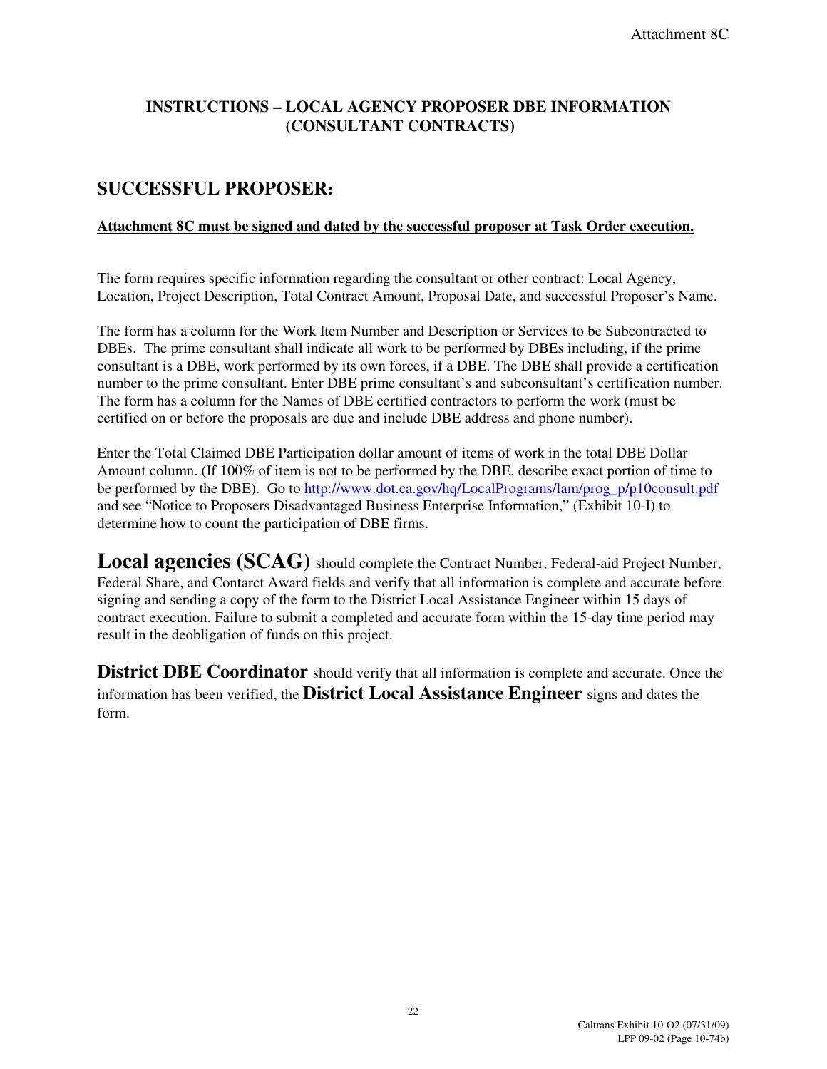# INSTRUCTIONS – LOCAL AGENCY PROPOSER DBE INFORMATION (CONSULTANT CONTRACTS)

## SUCCESSFUL PROPOSER:

**Attachment 8C must be signed and dated by the successful proposer at Task Order execution.**

The form requires specific information regarding the consultant or other contract: Local Agency, Location, Project Description, Total Contract Amount, Proposal Date, and successful Proposer's Name.

The form has a column for the Work Item Number and Description or Services to be Subcontracted to DBEs. The prime consultant shall indicate all work to be performed by DBEs including, if the prime consultant is a DBE, work performed by its own forces, if a DBE. The DBE shall provide a certification number to the prime consultant. Enter DBE prime consultant's and subconsultant's certification number. The form has a column for the Names of DBE certified contractors to perform the work (must be certified on or before the proposals are due and include DBE address and phone number).

Enter the Total Claimed DBE Participation dollar amount of items of work in the total DBE Dollar Amount column. (If 100% of item is not to be performed by the DBE, describe exact portion of time to be performed by the DBE). Go to http://www.dot.ca.gov/hq/LocalPrograms/lam/prog_p/p10consult.pdf and see "Notice to Proposers Disadvantaged Business Enterprise Information," (Exhibit 10-I) to determine how to count the participation of DBE firms.

**Local agencies (SCAG)** should complete the Contract Number, Federal-aid Project Number, Federal Share, and Contarct Award fields and verify that all information is complete and accurate before signing and sending a copy of the form to the District Local Assistance Engineer within 15 days of contract execution. Failure to submit a completed and accurate form within the 15-day time period may result in the deobligation of funds on this project.

**District DBE Coordinator** should verify that all information is complete and accurate. Once the information has been verified, the **District Local Assistance Engineer** signs and dates the form.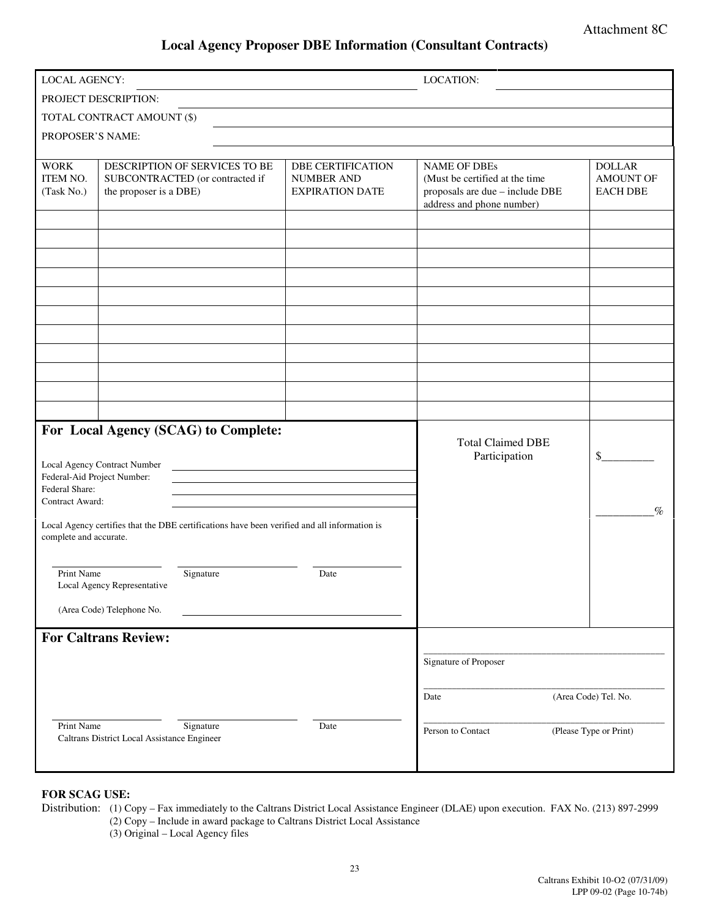Attachment 8C

## Local Agency Proposer DBE Information (Consultant Contracts)

LOCAL AGENCY: ______________________________ LOCATION: ______________________________

PROJECT DESCRIPTION: ______________________________

TOTAL CONTRACT AMOUNT ($) ______________________________

PROPOSER'S NAME: ______________________________

| WORK ITEM NO. (Task No.) | DESCRIPTION OF SERVICES TO BE SUBCONTRACTED (or contracted if the proposer is a DBE) | DBE CERTIFICATION NUMBER AND EXPIRATION DATE | NAME OF DBEs (Must be certified at the time proposals are due – include DBE address and phone number) | DOLLAR AMOUNT OF EACH DBE |
|---|---|---|---|---|
| | | | | |
| | | | | |
| | | | | |
| | | | | |
| | | | | |
| | | | | |
| | | | | |
| | | | | |
| | | | | |
| | | | | |
| | | | | |

### For Local Agency (SCAG) to Complete:

Local Agency Contract Number ______________________________

Federal-Aid Project Number: ______________________________

Federal Share: ______________________________

Contract Award: ______________________________

Local Agency certifies that the DBE certifications have been verified and all information is complete and accurate.

______________ ______________ ______________

Print Name Signature Date

Local Agency Representative

(Area Code) Telephone No. ______________________________

Total Claimed DBE Participation $_________

__________%

### For Caltrans Review:

______________ ______________ ______________

Print Name Signature Date

Caltrans District Local Assistance Engineer

______________________________

Signature of Proposer

______________________________

Date (Area Code) Tel. No.

______________________________

Person to Contact (Please Type or Print)

**FOR SCAG USE:**

Distribution: (1) Copy – Fax immediately to the Caltrans District Local Assistance Engineer (DLAE) upon execution. FAX No. (213) 897-2999
(2) Copy – Include in award package to Caltrans District Local Assistance
(3) Original – Local Agency files

Caltrans Exhibit 10-O2 (07/31/09)
LPP 09-02 (Page 10-74b)